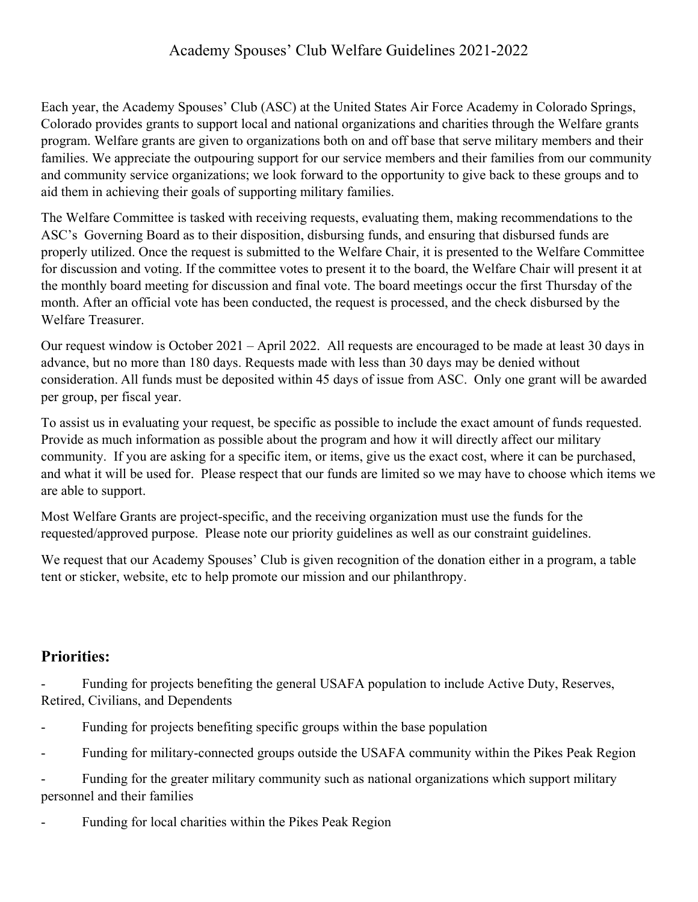# Academy Spouses' Club Welfare Guidelines 2021-2022

Each year, the Academy Spouses' Club (ASC) at the United States Air Force Academy in Colorado Springs, Colorado provides grants to support local and national organizations and charities through the Welfare grants program. Welfare grants are given to organizations both on and off base that serve military members and their families. We appreciate the outpouring support for our service members and their families from our community and community service organizations; we look forward to the opportunity to give back to these groups and to aid them in achieving their goals of supporting military families.

The Welfare Committee is tasked with receiving requests, evaluating them, making recommendations to the ASC's Governing Board as to their disposition, disbursing funds, and ensuring that disbursed funds are properly utilized. Once the request is submitted to the Welfare Chair, it is presented to the Welfare Committee for discussion and voting. If the committee votes to present it to the board, the Welfare Chair will present it at the monthly board meeting for discussion and final vote. The board meetings occur the first Thursday of the month. After an official vote has been conducted, the request is processed, and the check disbursed by the Welfare Treasurer.

Our request window is October 2021 – April 2022. All requests are encouraged to be made at least 30 days in advance, but no more than 180 days. Requests made with less than 30 days may be denied without consideration. All funds must be deposited within 45 days of issue from ASC. Only one grant will be awarded per group, per fiscal year.

To assist us in evaluating your request, be specific as possible to include the exact amount of funds requested. Provide as much information as possible about the program and how it will directly affect our military community. If you are asking for a specific item, or items, give us the exact cost, where it can be purchased, and what it will be used for. Please respect that our funds are limited so we may have to choose which items we are able to support.

Most Welfare Grants are project-specific, and the receiving organization must use the funds for the requested/approved purpose. Please note our priority guidelines as well as our constraint guidelines.

We request that our Academy Spouses' Club is given recognition of the donation either in a program, a table tent or sticker, website, etc to help promote our mission and our philanthropy.

## Priorities:

- Funding for projects benefiting the general USAFA population to include Active Duty, Reserves, Retired, Civilians, and Dependents
- Funding for projects benefiting specific groups within the base population
- Funding for military-connected groups outside the USAFA community within the Pikes Peak Region
- Funding for the greater military community such as national organizations which support military personnel and their families
- Funding for local charities within the Pikes Peak Region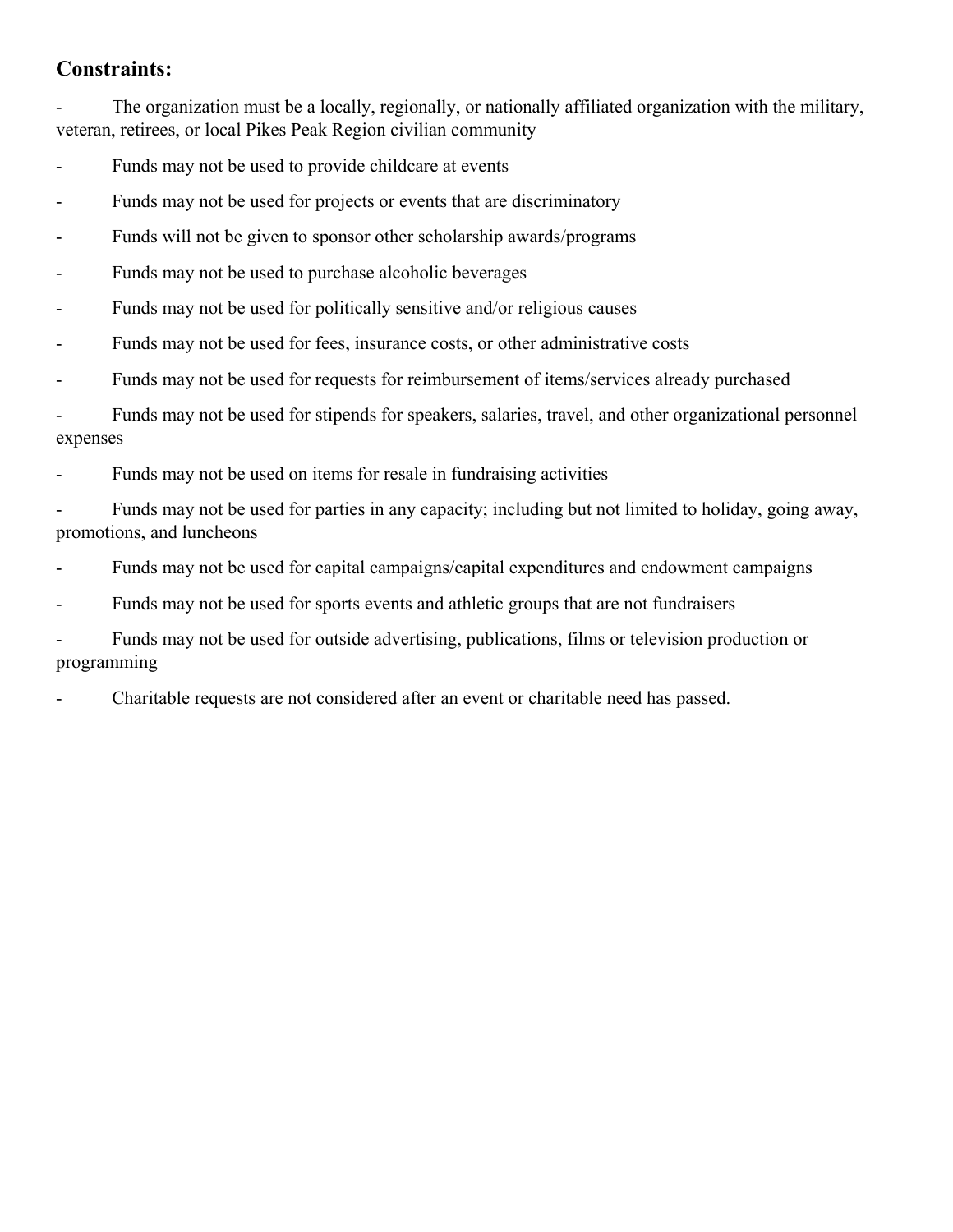## Constraints:

- The organization must be a locally, regionally, or nationally affiliated organization with the military, veteran, retirees, or local Pikes Peak Region civilian community
- Funds may not be used to provide childcare at events
- Funds may not be used for projects or events that are discriminatory
- Funds will not be given to sponsor other scholarship awards/programs
- Funds may not be used to purchase alcoholic beverages
- Funds may not be used for politically sensitive and/or religious causes
- Funds may not be used for fees, insurance costs, or other administrative costs
- Funds may not be used for requests for reimbursement of items/services already purchased
- Funds may not be used for stipends for speakers, salaries, travel, and other organizational personnel expenses
- Funds may not be used on items for resale in fundraising activities
- Funds may not be used for parties in any capacity; including but not limited to holiday, going away, promotions, and luncheons
- Funds may not be used for capital campaigns/capital expenditures and endowment campaigns
- Funds may not be used for sports events and athletic groups that are not fundraisers
- Funds may not be used for outside advertising, publications, films or television production or programming
- Charitable requests are not considered after an event or charitable need has passed.